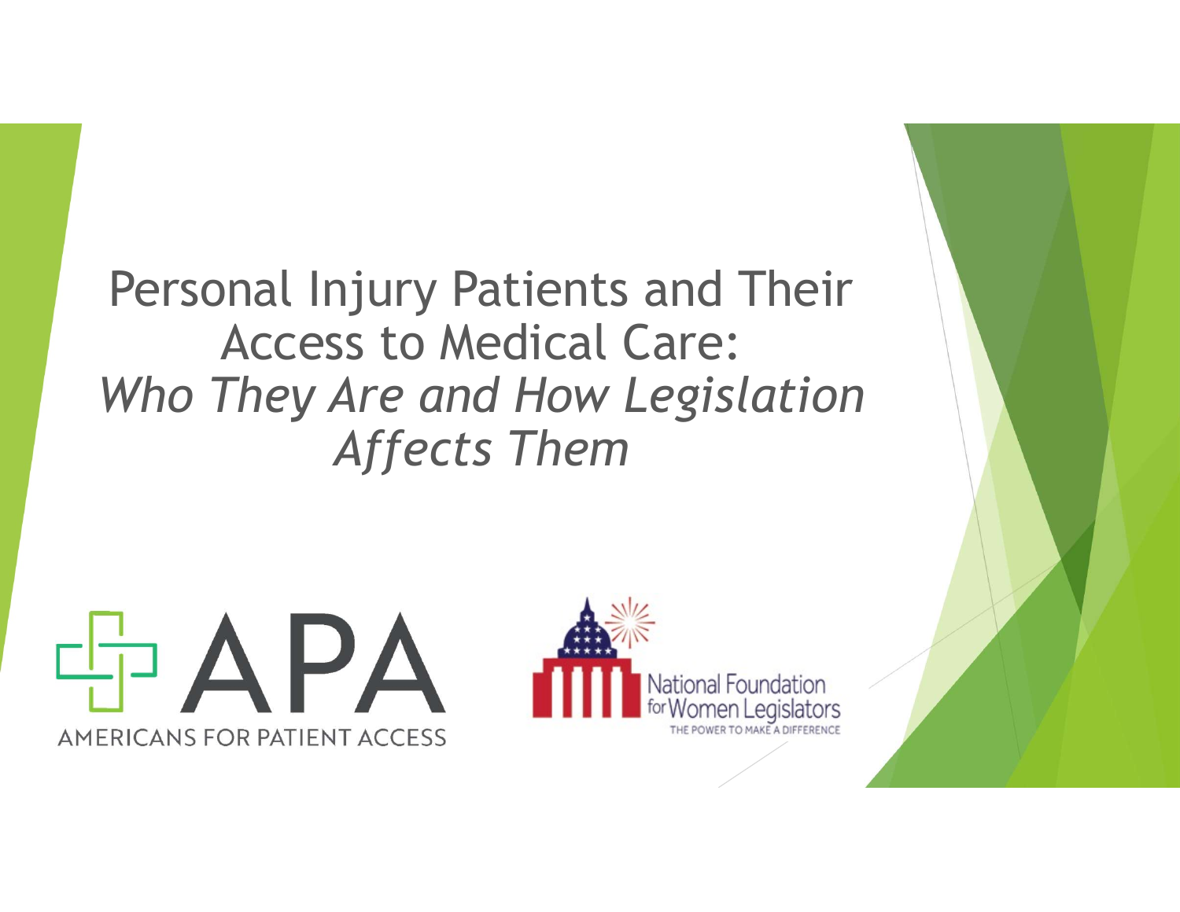# Personal Injury Patients and Their Access to Medical Care: *Who They Are and How Legislation Affects Them*

APA

AMERICANS FOR PATIENT ACCESS

National Foundation for Women Legislators

THE POWER TO MAKE A DIFFERENCE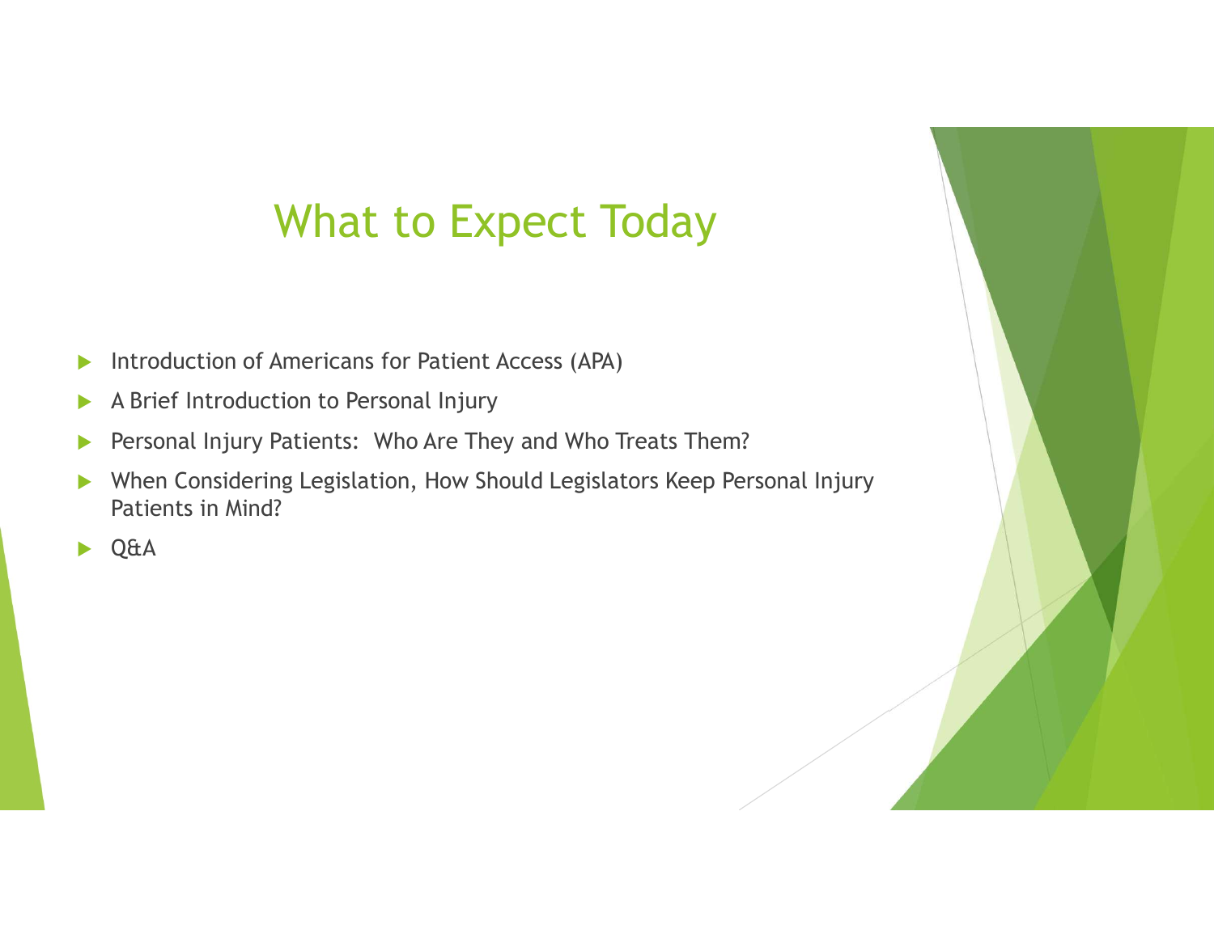# What to Expect Today

- Introduction of Americans for Patient Access (APA)
- A Brief Introduction to Personal Injury
- Personal Injury Patients: Who Are They and Who Treats Them?
- When Considering Legislation, How Should Legislators Keep Personal Injury Patients in Mind?
- Q&A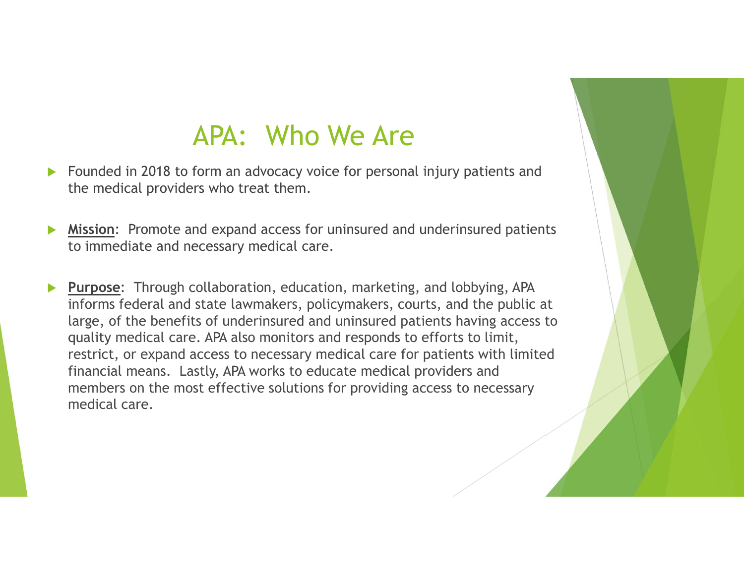# APA: Who We Are

- Founded in 2018 to form an advocacy voice for personal injury patients and the medical providers who treat them.

- **Mission**: Promote and expand access for uninsured and underinsured patients to immediate and necessary medical care.

- **Purpose**: Through collaboration, education, marketing, and lobbying, APA informs federal and state lawmakers, policymakers, courts, and the public at large, of the benefits of underinsured and uninsured patients having access to quality medical care. APA also monitors and responds to efforts to limit, restrict, or expand access to necessary medical care for patients with limited financial means. Lastly, APA works to educate medical providers and members on the most effective solutions for providing access to necessary medical care.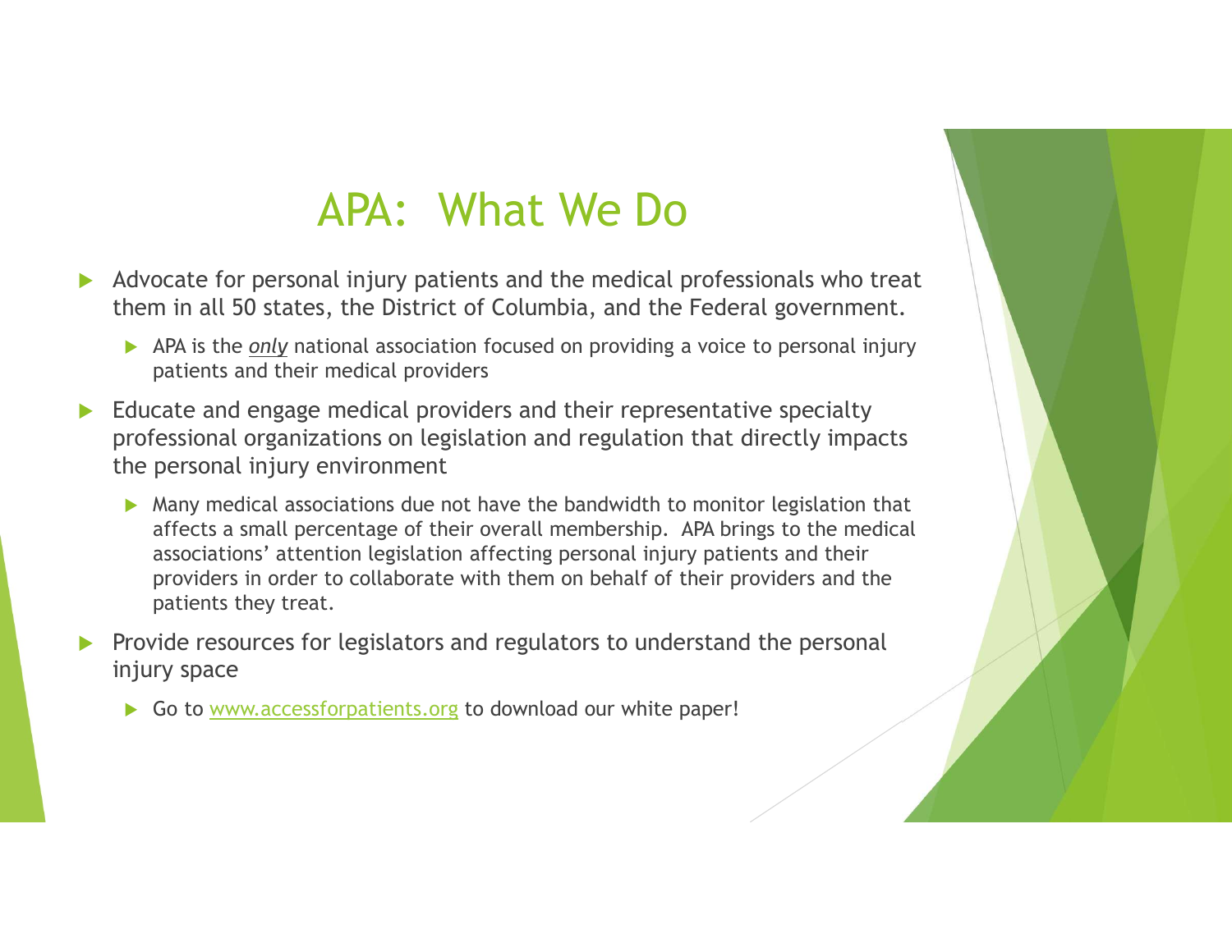# APA: What We Do

- Advocate for personal injury patients and the medical professionals who treat them in all 50 states, the District of Columbia, and the Federal government.
  - APA is the ***only*** national association focused on providing a voice to personal injury patients and their medical providers
- Educate and engage medical providers and their representative specialty professional organizations on legislation and regulation that directly impacts the personal injury environment
  - Many medical associations due not have the bandwidth to monitor legislation that affects a small percentage of their overall membership. APA brings to the medical associations' attention legislation affecting personal injury patients and their providers in order to collaborate with them on behalf of their providers and the patients they treat.
- Provide resources for legislators and regulators to understand the personal injury space
  - Go to [www.accessforpatients.org](http://www.accessforpatients.org) to download our white paper!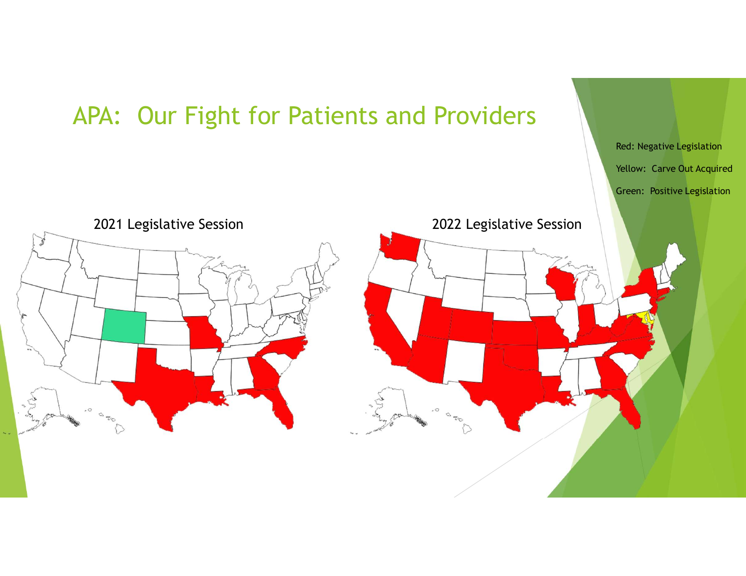# APA: Our Fight for Patients and Providers

Red: Negative Legislation

Yellow: Carve Out Acquired

Green: Positive Legislation

2021 Legislative Session

2022 Legislative Session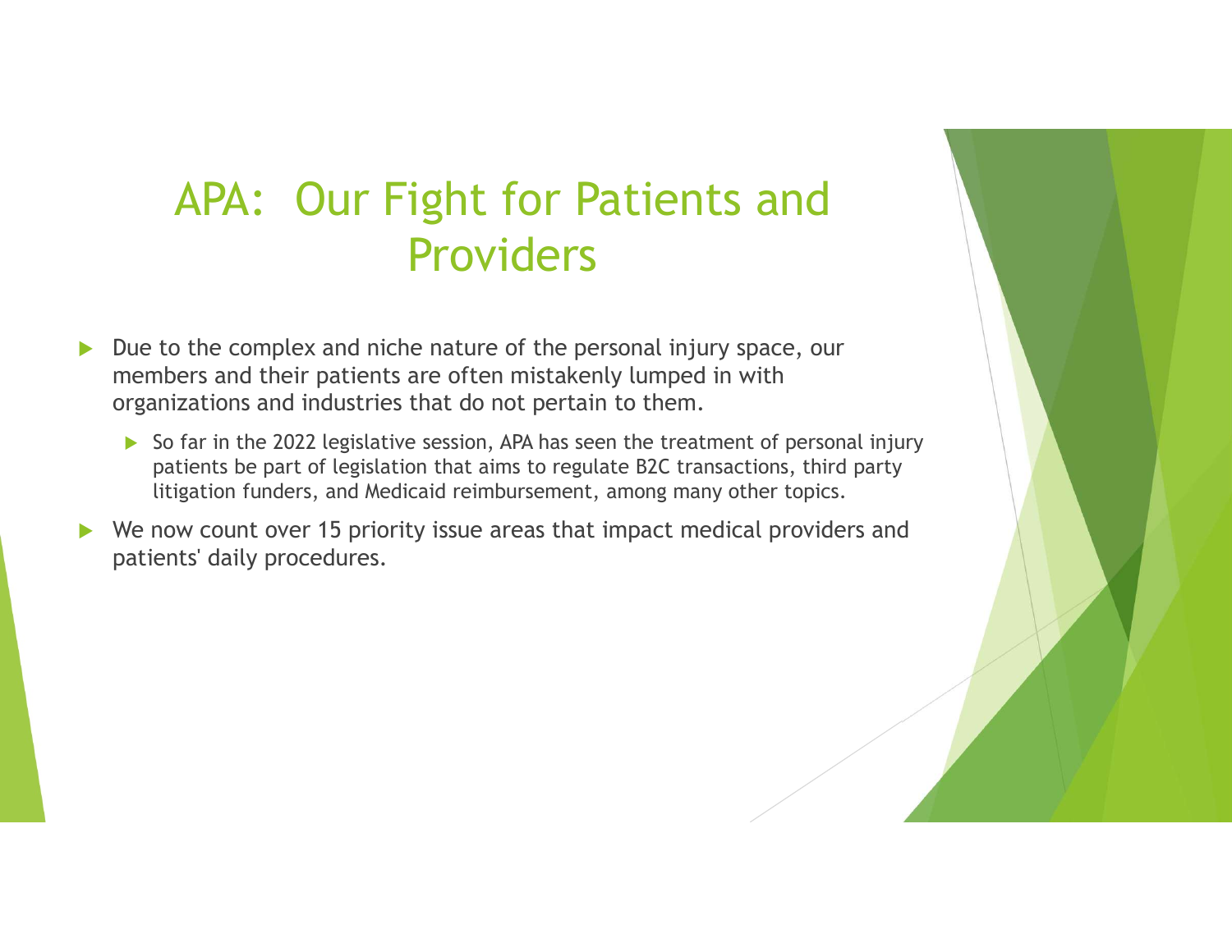# APA: Our Fight for Patients and Providers

- Due to the complex and niche nature of the personal injury space, our members and their patients are often mistakenly lumped in with organizations and industries that do not pertain to them.
  - So far in the 2022 legislative session, APA has seen the treatment of personal injury patients be part of legislation that aims to regulate B2C transactions, third party litigation funders, and Medicaid reimbursement, among many other topics.
- We now count over 15 priority issue areas that impact medical providers and patients' daily procedures.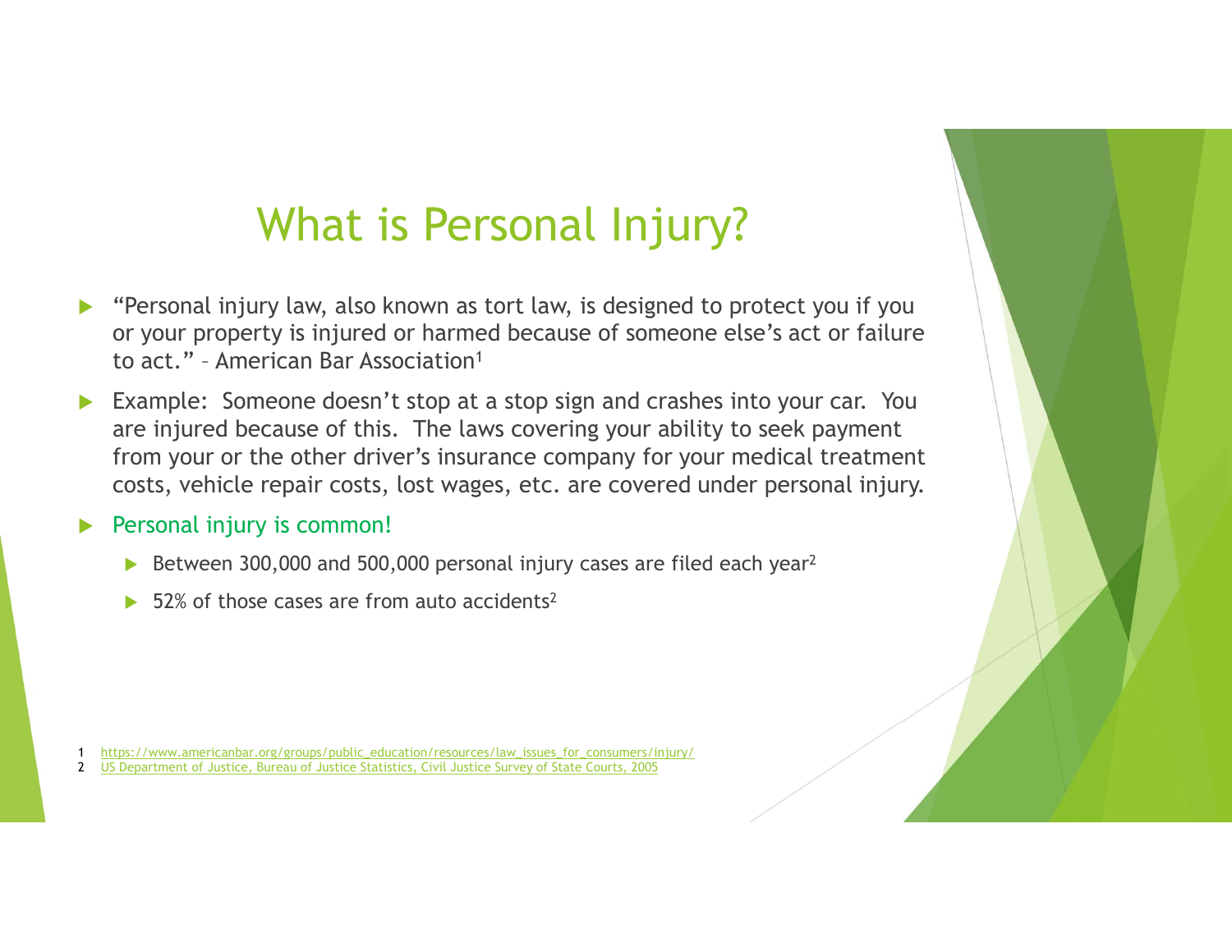# What is Personal Injury?

- "Personal injury law, also known as tort law, is designed to protect you if you or your property is injured or harmed because of someone else's act or failure to act." – American Bar Association[1]
- Example: Someone doesn't stop at a stop sign and crashes into your car. You are injured because of this. The laws covering your ability to seek payment from your or the other driver's insurance company for your medical treatment costs, vehicle repair costs, lost wages, etc. are covered under personal injury.
- Personal injury is common!
  - Between 300,000 and 500,000 personal injury cases are filed each year[2]
  - 52% of those cases are from auto accidents[2]

1 https://www.americanbar.org/groups/public_education/resources/law_issues_for_consumers/injury/
2 US Department of Justice, Bureau of Justice Statistics, Civil Justice Survey of State Courts, 2005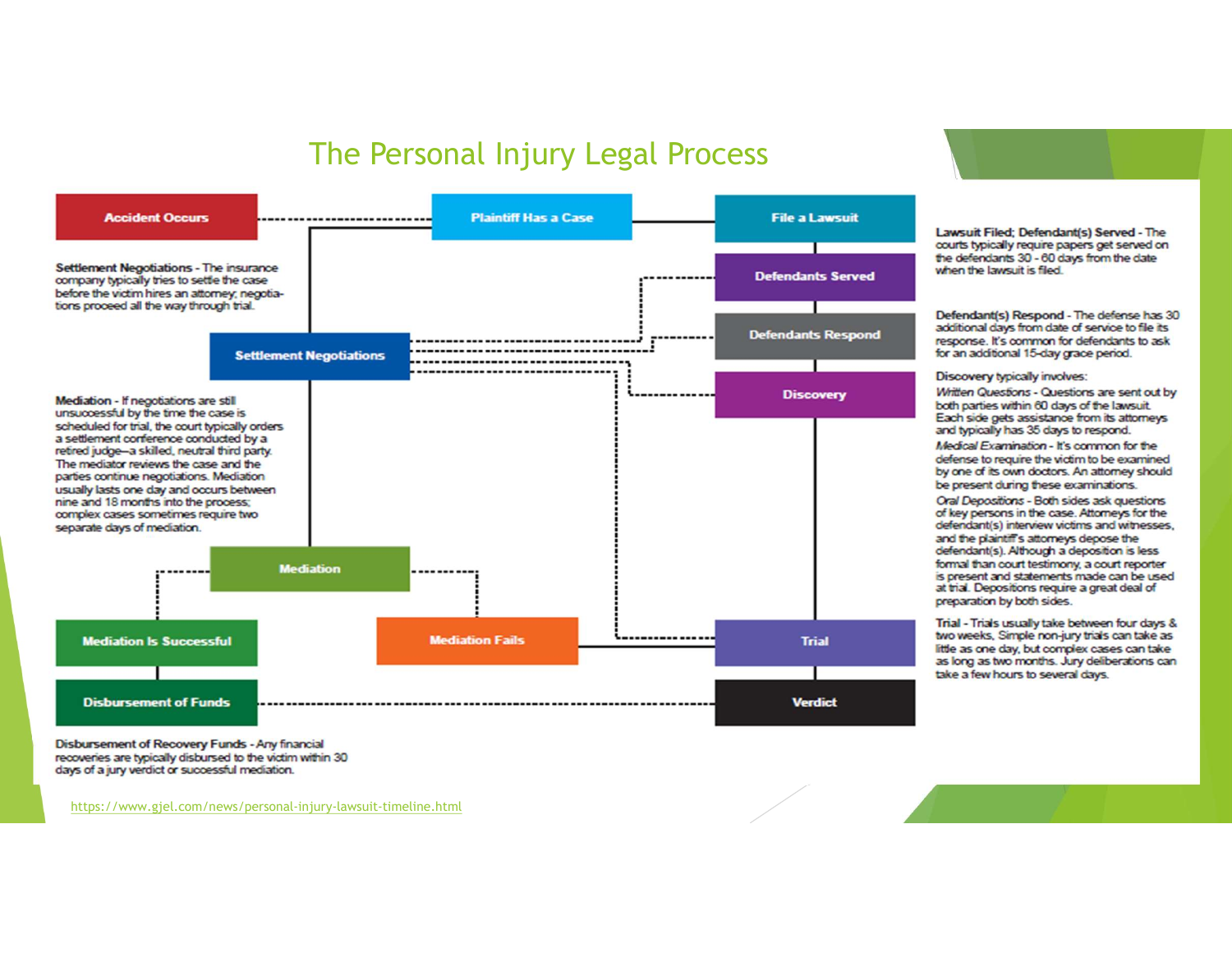# The Personal Injury Legal Process

**Accident Occurs** → **Plaintiff Has a Case** → **File a Lawsuit** → **Defendants Served** → **Defendants Respond** → **Discovery** → **Trial** → **Verdict**

**Settlement Negotiations** → **Mediation** → **Mediation Is Successful** → **Disbursement of Funds**

**Mediation** → **Mediation Fails** → **Trial**

**Settlement Negotiations** - The insurance company typically tries to settle the case before the victim hires an attorney; negotiations proceed all the way through trial.

**Mediation** - If negotiations are still unsuccessful by the time the case is scheduled for trial, the court typically orders a settlement conference conducted by a retired judge—a skilled, neutral third party. The mediator reviews the case and the parties continue negotiations. Mediation usually lasts one day and occurs between nine and 18 months into the process; complex cases sometimes require two separate days of mediation.

**Disbursement of Recovery Funds** - Any financial recoveries are typically disbursed to the victim within 30 days of a jury verdict or successful mediation.

**Lawsuit Filed; Defendant(s) Served** - The courts typically require papers get served on the defendants 30 - 60 days from the date when the lawsuit is filed.

**Defendant(s) Respond** - The defense has 30 additional days from date of service to file its response. It's common for defendants to ask for an additional 15-day grace period.

**Discovery** typically involves:

*Written Questions* - Questions are sent out by both parties within 60 days of the lawsuit. Each side gets assistance from its attorneys and typically has 35 days to respond.

*Medical Examination* - It's common for the defense to require the victim to be examined by one of its own doctors. An attorney should be present during these examinations.

*Oral Depositions* - Both sides ask questions of key persons in the case. Attorneys for the defendant(s) interview victims and witnesses, and the plaintiff's attorneys depose the defendant(s). Although a deposition is less formal than court testimony, a court reporter is present and statements made can be used at trial. Depositions require a great deal of preparation by both sides.

**Trial** - Trials usually take between four days & two weeks. Simple non-jury trials can take as little as one day, but complex cases can take as long as two months. Jury deliberations can take a few hours to several days.

https://www.gjel.com/news/personal-injury-lawsuit-timeline.html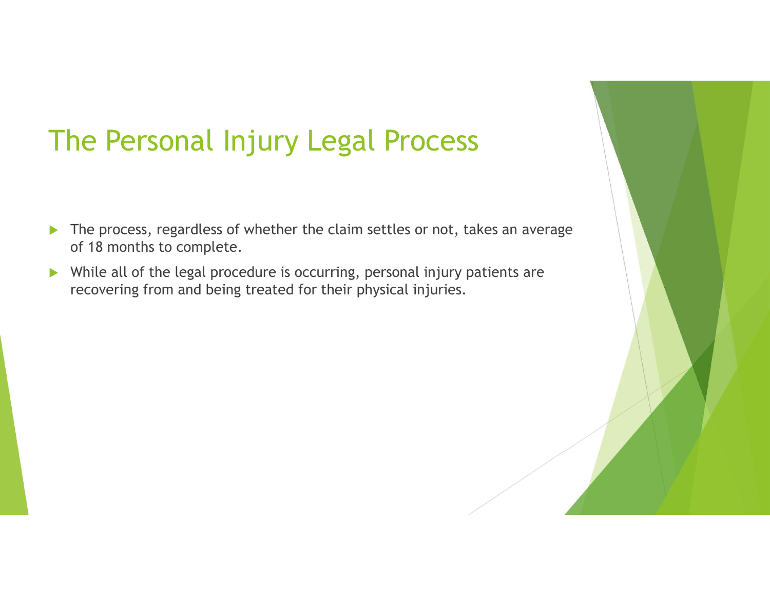# The Personal Injury Legal Process

- The process, regardless of whether the claim settles or not, takes an average of 18 months to complete.
- While all of the legal procedure is occurring, personal injury patients are recovering from and being treated for their physical injuries.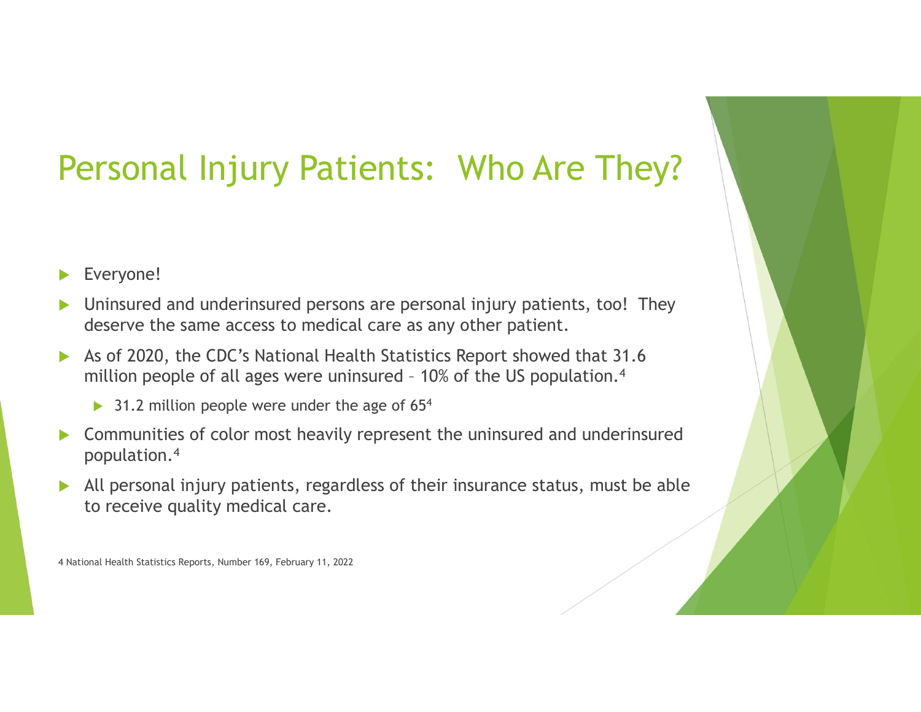# Personal Injury Patients: Who Are They?

- Everyone!
- Uninsured and underinsured persons are personal injury patients, too! They deserve the same access to medical care as any other patient.
- As of 2020, the CDC's National Health Statistics Report showed that 31.6 million people of all ages were uninsured – 10% of the US population.[4]
  - 31.2 million people were under the age of 65[4]
- Communities of color most heavily represent the uninsured and underinsured population.[4]
- All personal injury patients, regardless of their insurance status, must be able to receive quality medical care.

4 National Health Statistics Reports, Number 169, February 11, 2022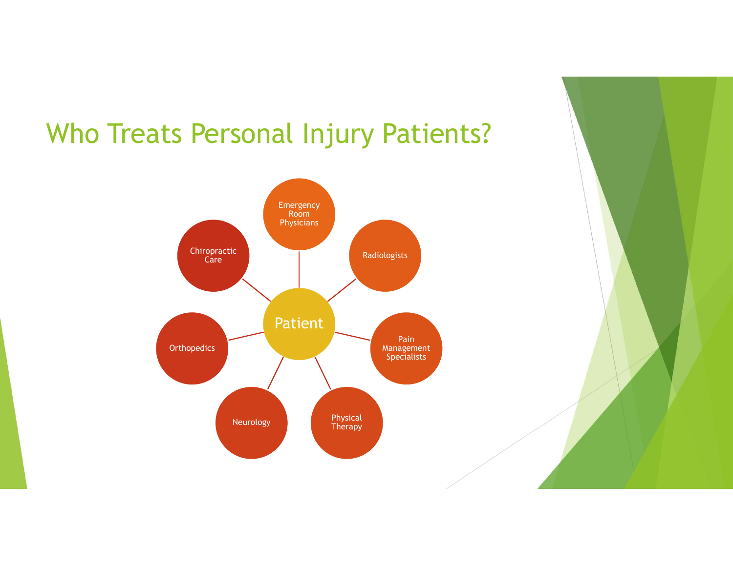# Who Treats Personal Injury Patients?

- Patient
  - Emergency Room Physicians
  - Radiologists
  - Pain Management Specialists
  - Physical Therapy
  - Neurology
  - Orthopedics
  - Chiropractic Care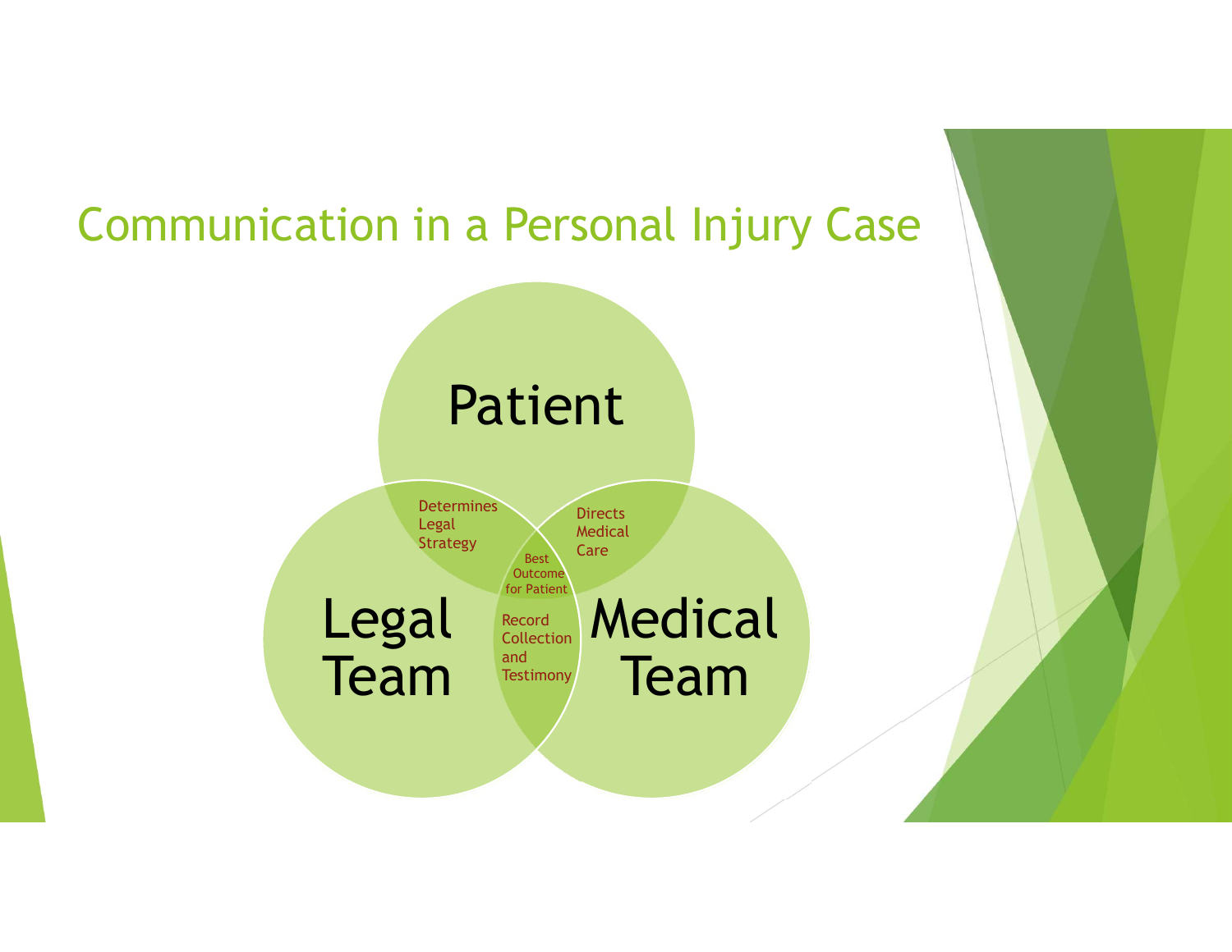# Communication in a Personal Injury Case

Patient

Legal Team

Medical Team

Determines Legal Strategy

Directs Medical Care

Record Collection and Testimony

Best Outcome for Patient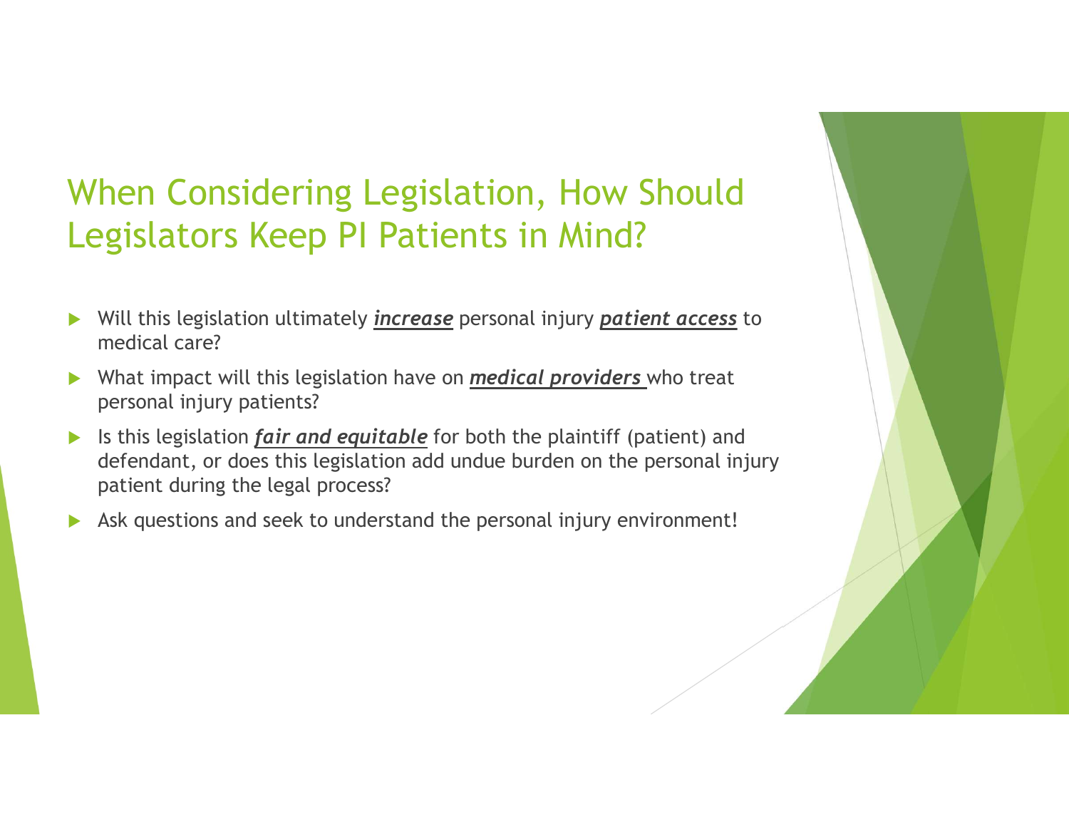# When Considering Legislation, How Should Legislators Keep PI Patients in Mind?

- Will this legislation ultimately ***<u>increase</u>*** personal injury ***<u>patient access</u>*** to medical care?
- What impact will this legislation have on ***<u>medical providers</u>*** who treat personal injury patients?
- Is this legislation ***<u>fair and equitable</u>*** for both the plaintiff (patient) and defendant, or does this legislation add undue burden on the personal injury patient during the legal process?
- Ask questions and seek to understand the personal injury environment!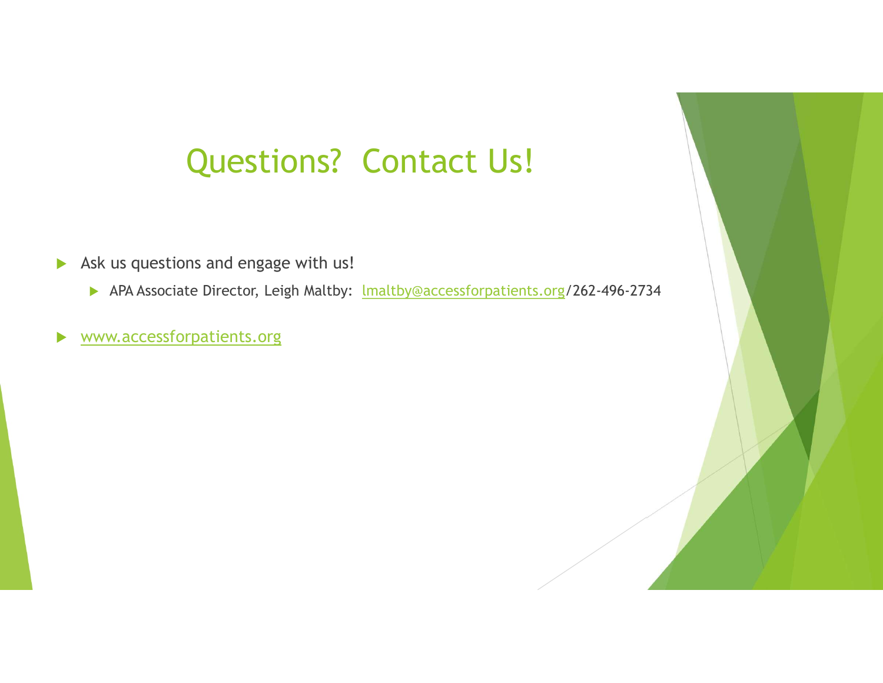# Questions? Contact Us!

- Ask us questions and engage with us!
  - APA Associate Director, Leigh Maltby: lmaltby@accessforpatients.org/262-496-2734
- www.accessforpatients.org